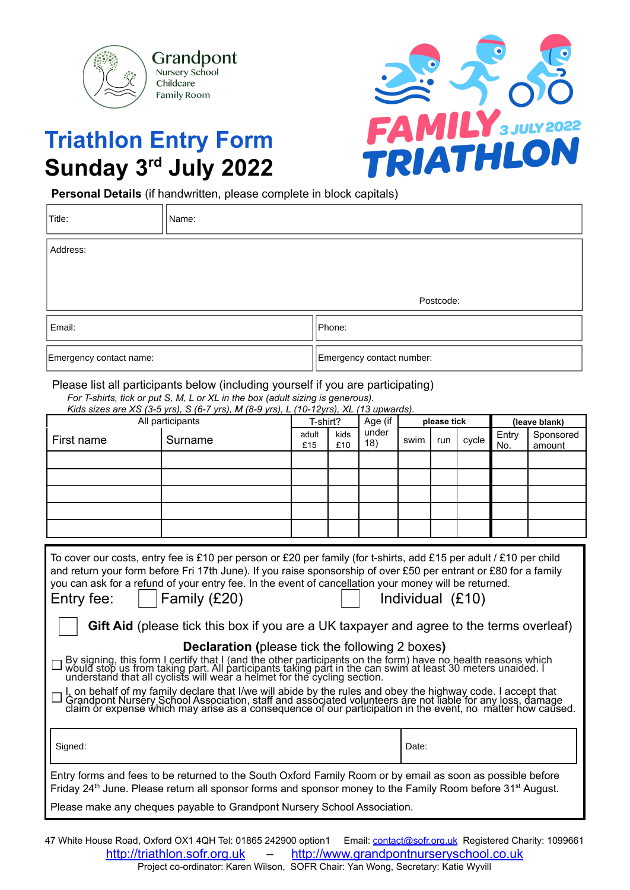Grandpont
Nursery School
Childcare
Family Room

FAMILY 3 JULY 2022 TRIATHLON

# Triathlon Entry Form

## Sunday 3rd July 2022

**Personal Details** (if handwritten, please complete in block capitals)

| Title: | Name: |
|---|---|
| Address: | Postcode: |
| Email: | Phone: |
| Emergency contact name: | Emergency contact number: |

Please list all participants below (including yourself if you are participating)

*For T-shirts, tick or put S, M, L or XL in the box (adult sizing is generous).*
*Kids sizes are XS (3-5 yrs), S (6-7 yrs), M (8-9 yrs), L (10-12yrs), XL (13 upwards).*

| All participants | | T-shirt? | | Age (if under 18) | please tick | | | (leave blank) | |
|---|---|---|---|---|---|---|---|---|---|
| First name | Surname | adult £15 | kids £10 | | swim | run | cycle | Entry No. | Sponsored amount |
| | | | | | | | | | |
| | | | | | | | | | |
| | | | | | | | | | |
| | | | | | | | | | |
| | | | | | | | | | |

To cover our costs, entry fee is £10 per person or £20 per family (for t-shirts, add £15 per adult / £10 per child and return your form before Fri 17th June). If you raise sponsorship of over £50 per entrant or £80 for a family you can ask for a refund of your entry fee. In the event of cancellation your money will be returned.

Entry fee: ☐ Family (£20) ☐ Individual (£10)

☐ **Gift Aid** (please tick this box if you are a UK taxpayer and agree to the terms overleaf)

**Declaration (**please tick the following 2 boxes**)**

☐ By signing, this form I certify that I (and the other participants on the form) have no health reasons which would stop us from taking part. All participants taking part in the can swim at least 30 meters unaided. I understand that all cyclists will wear a helmet for the cycling section.

☐ I, on behalf of my family declare that I/we will abide by the rules and obey the highway code. I accept that Grandpont Nursery School Association, staff and associated volunteers are not liable for any loss, damage claim or expense which may arise as a consequence of our participation in the event, no matter how caused.

| Signed: | Date: |
|---|---|

Entry forms and fees to be returned to the South Oxford Family Room or by email as soon as possible before Friday 24th June. Please return all sponsor forms and sponsor money to the Family Room before 31st August.

Please make any cheques payable to Grandpont Nursery School Association.

47 White House Road, Oxford OX1 4QH Tel: 01865 242900 option1 Email: contact@sofr.org.uk Registered Charity: 1099661
http://triathlon.sofr.org.uk – http://www.grandpontnurseryschool.co.uk
Project co-ordinator: Karen Wilson, SOFR Chair: Yan Wong, Secretary: Katie Wyvill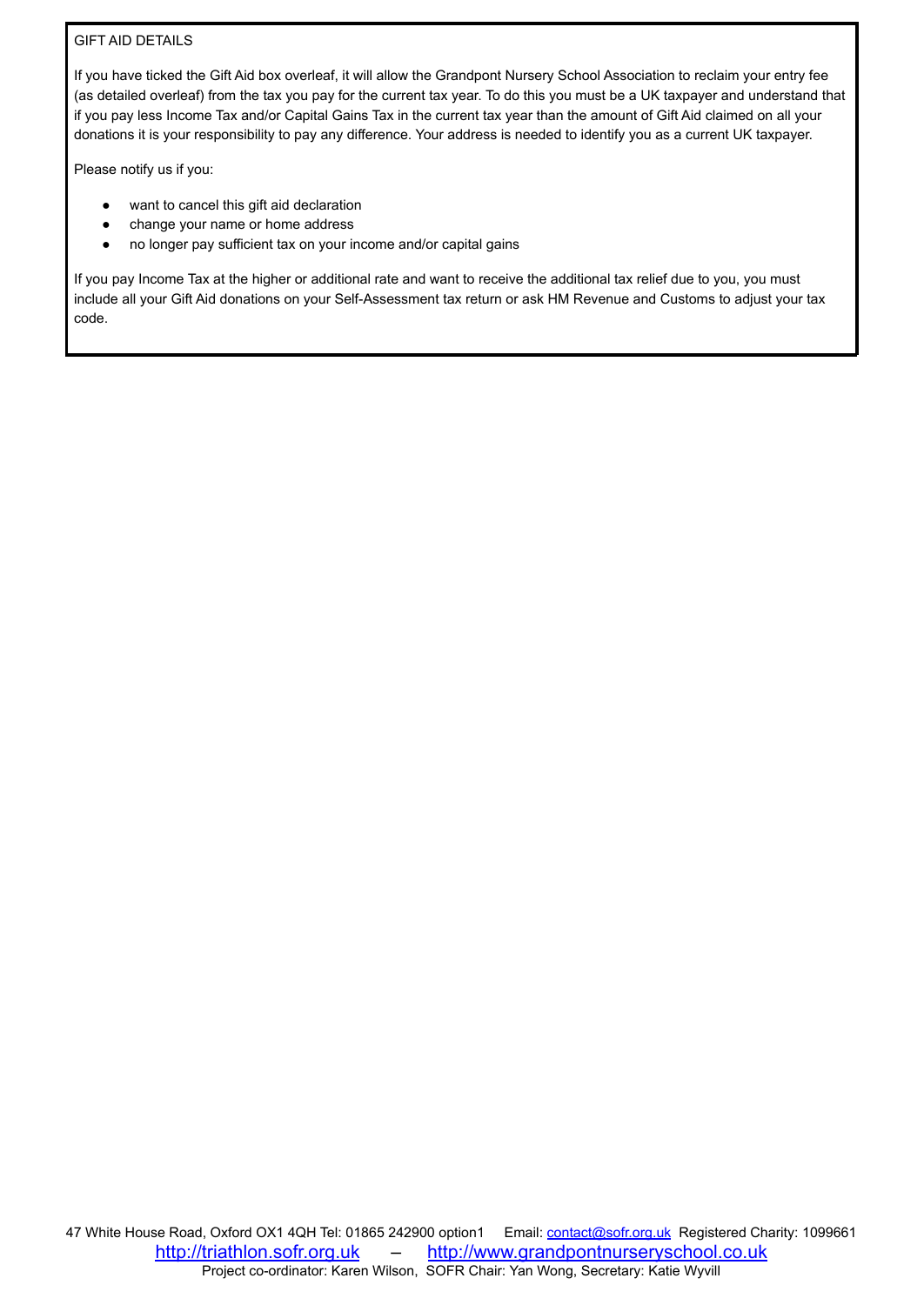GIFT AID DETAILS

If you have ticked the Gift Aid box overleaf, it will allow the Grandpont Nursery School Association to reclaim your entry fee (as detailed overleaf) from the tax you pay for the current tax year. To do this you must be a UK taxpayer and understand that if you pay less Income Tax and/or Capital Gains Tax in the current tax year than the amount of Gift Aid claimed on all your donations it is your responsibility to pay any difference. Your address is needed to identify you as a current UK taxpayer.

Please notify us if you:

- want to cancel this gift aid declaration
- change your name or home address
- no longer pay sufficient tax on your income and/or capital gains

If you pay Income Tax at the higher or additional rate and want to receive the additional tax relief due to you, you must include all your Gift Aid donations on your Self-Assessment tax return or ask HM Revenue and Customs to adjust your tax code.

47 White House Road, Oxford OX1 4QH Tel: 01865 242900 option1 Email: contact@sofr.org.uk Registered Charity: 1099661
http://triathlon.sofr.org.uk – http://www.grandpontnurseryschool.co.uk
Project co-ordinator: Karen Wilson, SOFR Chair: Yan Wong, Secretary: Katie Wyvill